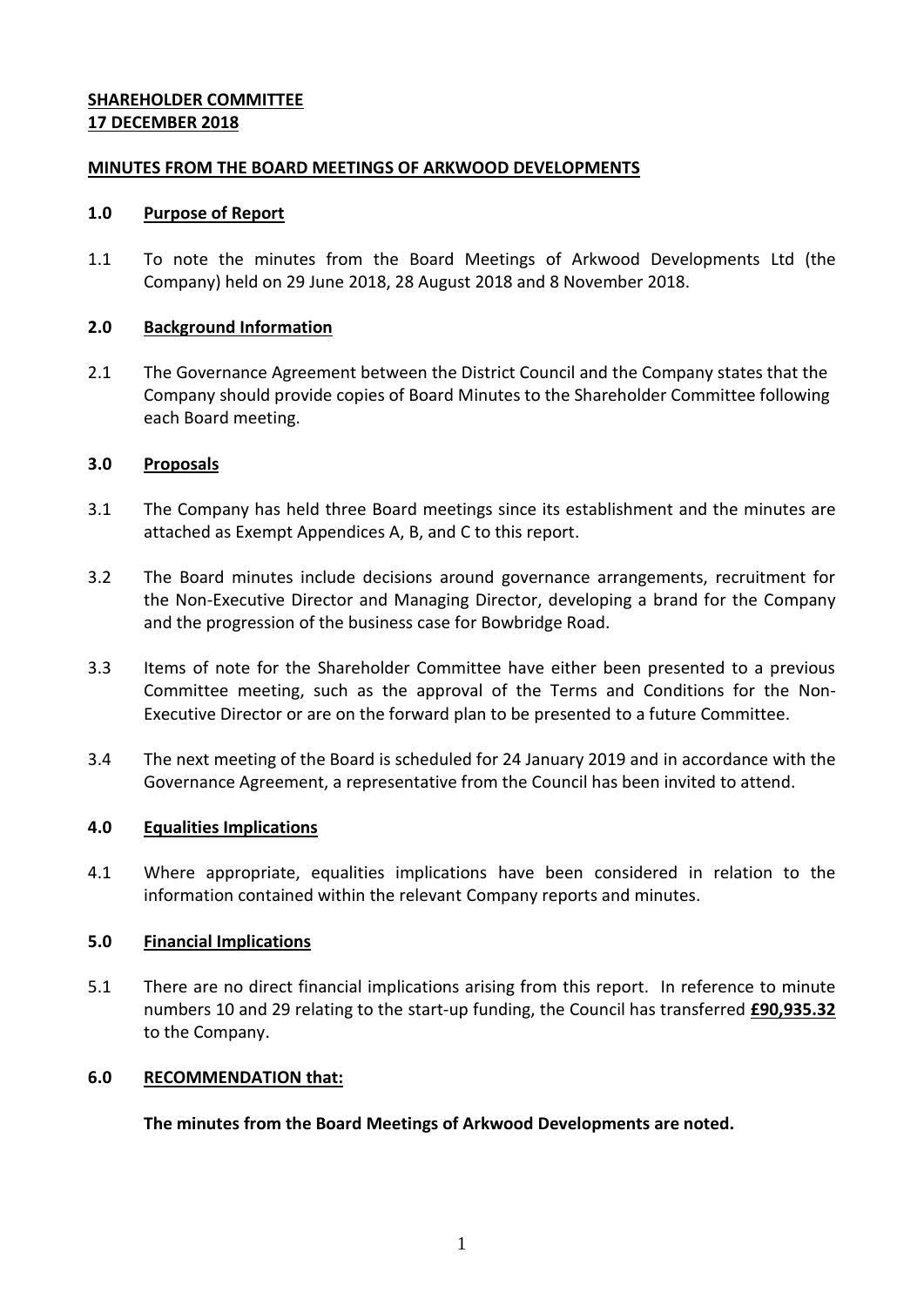**SHAREHOLDER COMMITTEE**
**17 DECEMBER 2018**

**MINUTES FROM THE BOARD MEETINGS OF ARKWOOD DEVELOPMENTS**

## 1.0 Purpose of Report

1.1 To note the minutes from the Board Meetings of Arkwood Developments Ltd (the Company) held on 29 June 2018, 28 August 2018 and 8 November 2018.

## 2.0 Background Information

2.1 The Governance Agreement between the District Council and the Company states that the Company should provide copies of Board Minutes to the Shareholder Committee following each Board meeting.

## 3.0 Proposals

3.1 The Company has held three Board meetings since its establishment and the minutes are attached as Exempt Appendices A, B, and C to this report.

3.2 The Board minutes include decisions around governance arrangements, recruitment for the Non-Executive Director and Managing Director, developing a brand for the Company and the progression of the business case for Bowbridge Road.

3.3 Items of note for the Shareholder Committee have either been presented to a previous Committee meeting, such as the approval of the Terms and Conditions for the Non-Executive Director or are on the forward plan to be presented to a future Committee.

3.4 The next meeting of the Board is scheduled for 24 January 2019 and in accordance with the Governance Agreement, a representative from the Council has been invited to attend.

## 4.0 Equalities Implications

4.1 Where appropriate, equalities implications have been considered in relation to the information contained within the relevant Company reports and minutes.

## 5.0 Financial Implications

5.1 There are no direct financial implications arising from this report. In reference to minute numbers 10 and 29 relating to the start-up funding, the Council has transferred **£90,935.32** to the Company.

## 6.0 RECOMMENDATION that:

**The minutes from the Board Meetings of Arkwood Developments are noted.**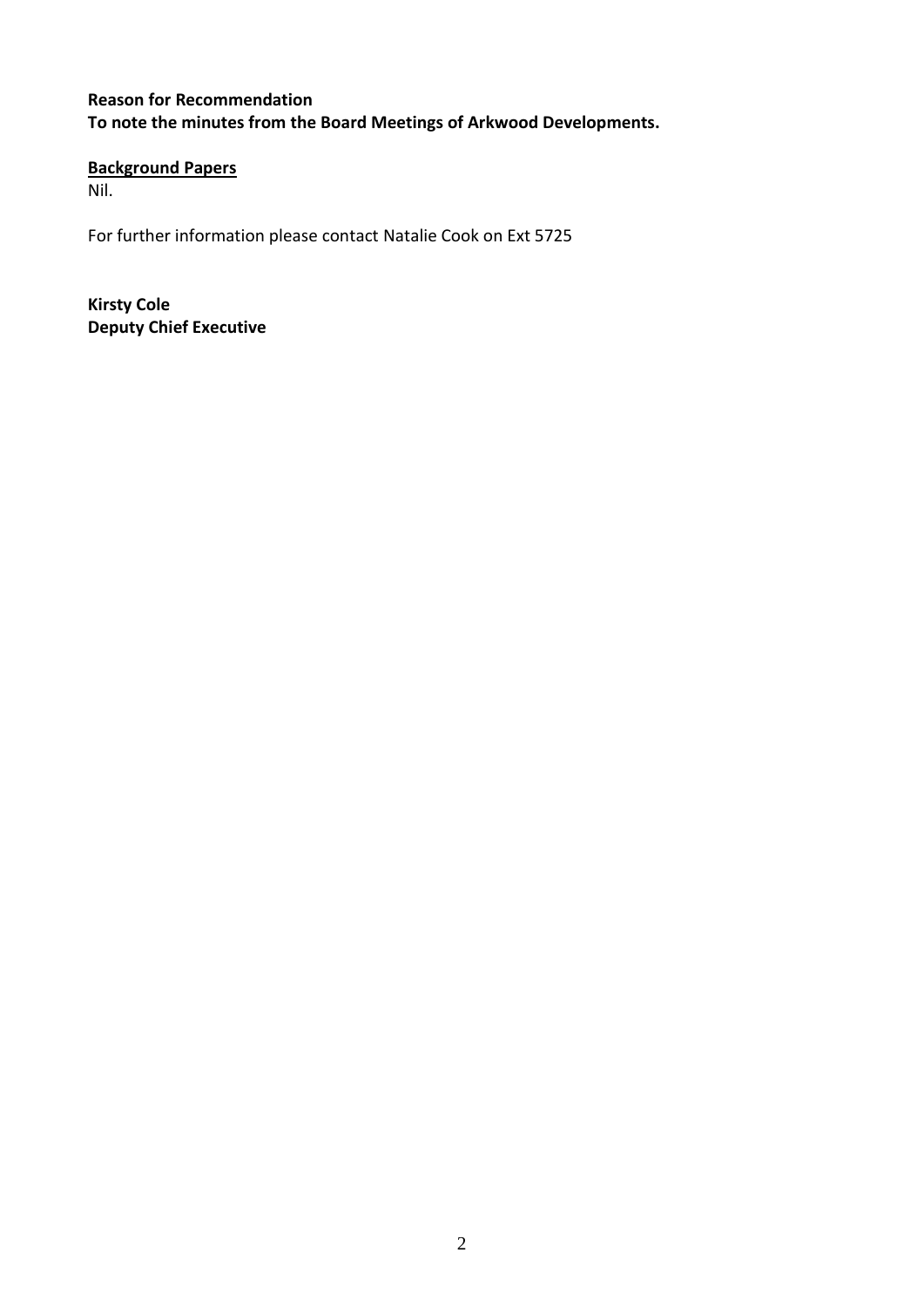**Reason for Recommendation**
**To note the minutes from the Board Meetings of Arkwood Developments.**

**<u>Background Papers</u>**
Nil.

For further information please contact Natalie Cook on Ext 5725

**Kirsty Cole**
**Deputy Chief Executive**